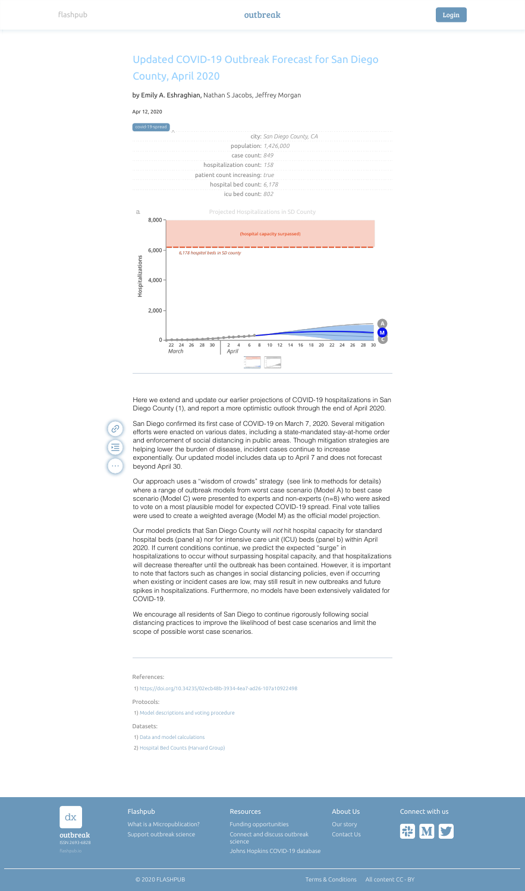# Updated COVID-19 Outbreak Forecast for San Diego County, April 2020

by Emily A. Eshraghian, Nathan S Jacobs, Jeffrey Morgan

Apr 12, 2020

covid-19-spread

| | |
|---|---|
| city: | *San Diego County, CA* |
| population: | *1,426,000* |
| case count: | *849* |
| hospitalization count: | *158* |
| patient count increasing: | *true* |
| hospital bed count: | *6,178* |
| icu bed count: | *802* |

a. Projected Hospitalizations in SD County

Here we extend and update our earlier projections of COVID-19 hospitalizations in San Diego County (1), and report a more optimistic outlook through the end of April 2020.

San Diego confirmed its first case of COVID-19 on March 7, 2020. Several mitigation efforts were enacted on various dates, including a state-mandated stay-at-home order and enforcement of social distancing in public areas. Though mitigation strategies are helping lower the burden of disease, incident cases continue to increase exponentially. Our updated model includes data up to April 7 and does not forecast beyond April 30.

Our approach uses a "wisdom of crowds" strategy (see link to methods for details) where a range of outbreak models from worst case scenario (Model A) to best case scenario (Model C) were presented to experts and non-experts (n=8) who were asked to vote on a most plausible model for expected COVID-19 spread. Final vote tallies were used to create a weighted average (Model M) as the official model projection.

Our model predicts that San Diego County will *not* hit hospital capacity for standard hospital beds (panel a) nor for intensive care unit (ICU) beds (panel b) within April 2020. If current conditions continue, we predict the expected "surge" in hospitalizations to occur without surpassing hospital capacity, and that hospitalizations will decrease thereafter until the outbreak has been contained. However, it is important to note that factors such as changes in social distancing policies, even if occurring when existing or incident cases are low, may still result in new outbreaks and future spikes in hospitalizations. Furthermore, no models have been extensively validated for COVID-19.

We encourage all residents of San Diego to continue rigorously following social distancing practices to improve the likelihood of best case scenarios and limit the scope of possible worst case scenarios.

References:

1) https://doi.org/10.34235/02ecb48b-3934-4ea7-ad26-107a10922498

Protocols:

1) Model descriptions and voting procedure

Datasets:

1) Data and model calculations
2) Hospital Bed Counts (Harvard Group)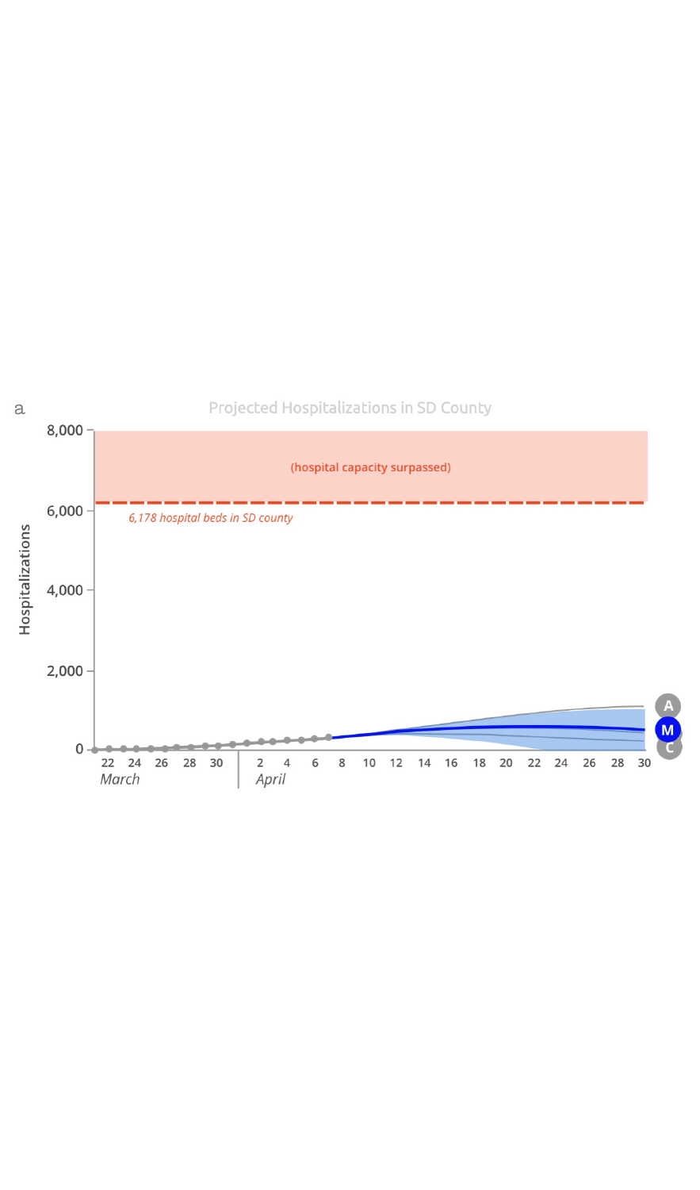a

Projected Hospitalizations in SD County

Hospitalizations

8,000
6,000
4,000
2,000
0

(hospital capacity surpassed)

*6,178 hospital beds in SD county*

22 24 26 28 30 2 4 6 8 10 12 14 16 18 20 22 24 26 28 30

*March* *April*

A
M
C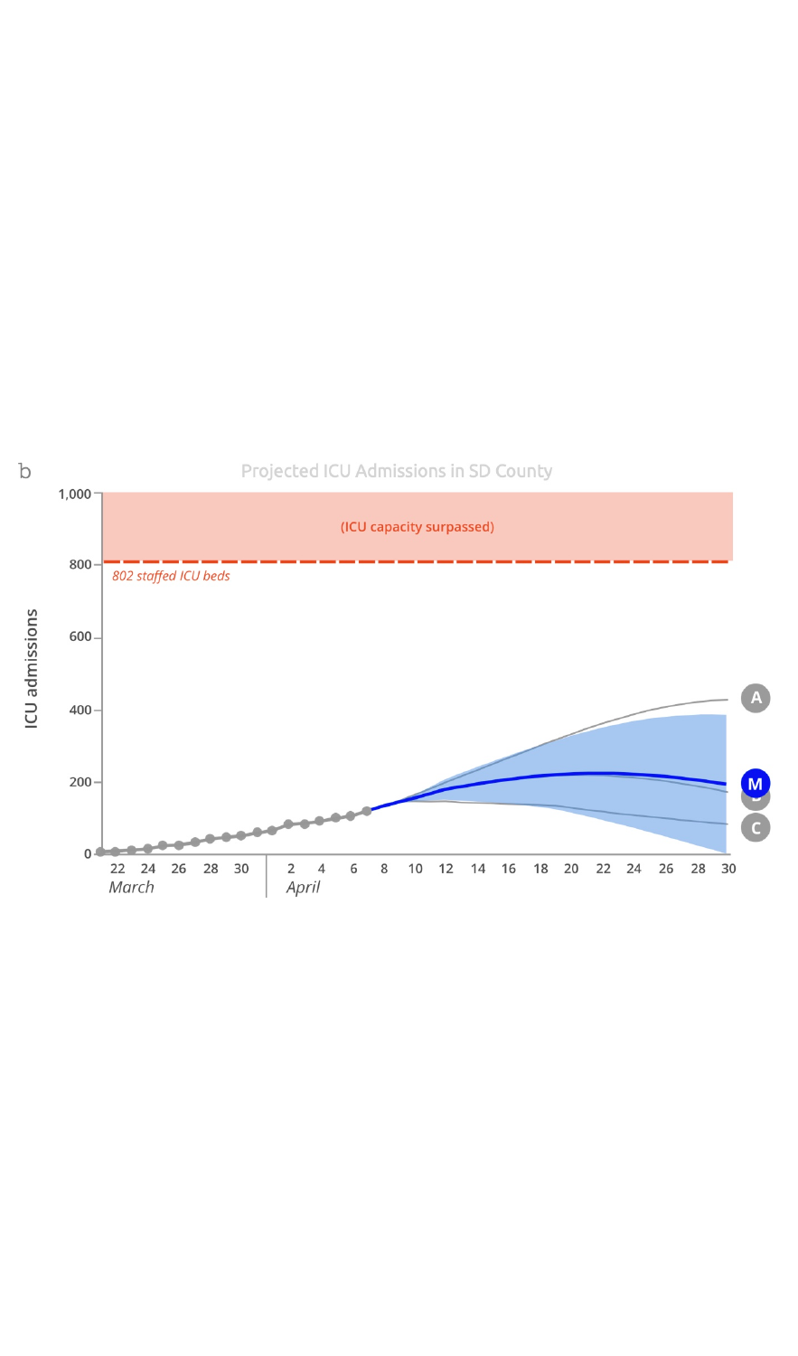b

Projected ICU Admissions in SD County

1,000

800

600

400

200

0

ICU admissions

(ICU capacity surpassed)

802 staffed ICU beds

22 24 26 28 30 2 4 6 8 10 12 14 16 18 20 22 24 26 28 30

March

April

A

M

B

C